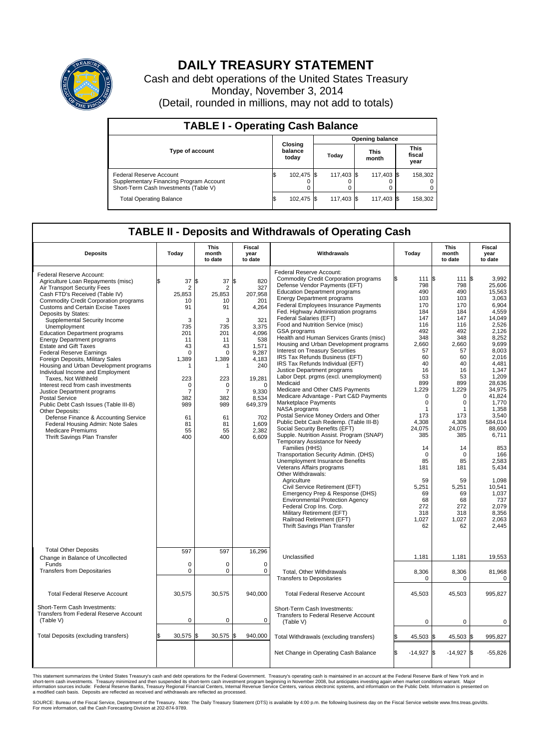# DAILY TREASURY STATEMENT

Cash and debt operations of the United States Treasury

Monday, November 3, 2014

(Detail, rounded in millions, may not add to totals)

## TABLE I - Operating Cash Balance

| Type of account | Closing balance today | Opening balance Today | Opening balance This month | Opening balance This fiscal year |
|---|---|---|---|---|
| Federal Reserve Account | $ 102,475 | $ 117,403 | $ 117,403 | $ 158,302 |
| Supplementary Financing Program Account | 0 | 0 | 0 | 0 |
| Short-Term Cash Investments (Table V) | 0 | 0 | 0 | 0 |
| Total Operating Balance | $ 102,475 | $ 117,403 | $ 117,403 | $ 158,302 |

## TABLE II - Deposits and Withdrawals of Operating Cash

| Deposits | Today | This month to date | Fiscal year to date |
|---|---|---|---|
| Federal Reserve Account: | | | |
| Agriculture Loan Repayments (misc) | $ 37 | $ 37 | $ 820 |
| Air Transport Security Fees | 2 | 2 | 327 |
| Cash FTD's Received (Table IV) | 25,853 | 25,853 | 207,958 |
| Commodity Credit Corporation programs | 10 | 10 | 201 |
| Customs and Certain Excise Taxes | 91 | 91 | 4,264 |
| Deposits by States: | | | |
| Supplemental Security Income | 3 | 3 | 321 |
| Unemployment | 735 | 735 | 3,375 |
| Education Department programs | 201 | 201 | 4,096 |
| Energy Department programs | 11 | 11 | 538 |
| Estate and Gift Taxes | 43 | 43 | 1,571 |
| Federal Reserve Earnings | 0 | 0 | 9,287 |
| Foreign Deposits, Military Sales | 1,389 | 1,389 | 4,183 |
| Housing and Urban Development programs | 1 | 1 | 240 |
| Individual Income and Employment Taxes, Not Withheld | 223 | 223 | 19,281 |
| Interest recd from cash investments | 0 | 0 | 0 |
| Justice Department programs | 7 | 7 | 9,330 |
| Postal Service | 382 | 382 | 8,534 |
| Public Debt Cash Issues (Table III-B) | 989 | 989 | 649,379 |
| Other Deposits: | | | |
| Defense Finance & Accounting Service | 61 | 61 | 702 |
| Federal Housing Admin: Note Sales | 81 | 81 | 1,609 |
| Medicare Premiums | 55 | 55 | 2,382 |
| Thrift Savings Plan Transfer | 400 | 400 | 6,609 |
| Total Other Deposits | 597 | 597 | 16,296 |
| Change in Balance of Uncollected Funds | 0 | 0 | 0 |
| Transfers from Depositaries | 0 | 0 | 0 |
| Total Federal Reserve Account | 30,575 | 30,575 | 940,000 |
| Short-Term Cash Investments: Transfers from Federal Reserve Account (Table V) | 0 | 0 | 0 |
| Total Deposits (excluding transfers) | $ 30,575 | $ 30,575 | $ 940,000 |

| Withdrawals | Today | This month to date | Fiscal year to date |
|---|---|---|---|
| Federal Reserve Account: | | | |
| Commodity Credit Corporation programs | $ 111 | $ 111 | $ 3,992 |
| Defense Vendor Payments (EFT) | 798 | 798 | 25,606 |
| Education Department programs | 490 | 490 | 15,563 |
| Energy Department programs | 103 | 103 | 3,063 |
| Federal Employees Insurance Payments | 170 | 170 | 6,904 |
| Fed. Highway Administration programs | 184 | 184 | 4,559 |
| Federal Salaries (EFT) | 147 | 147 | 14,049 |
| Food and Nutrition Service (misc) | 116 | 116 | 2,526 |
| GSA programs | 492 | 492 | 2,126 |
| Health and Human Services Grants (misc) | 348 | 348 | 8,252 |
| Housing and Urban Development programs | 2,660 | 2,660 | 9,699 |
| Interest on Treasury Securities | 57 | 57 | 8,003 |
| IRS Tax Refunds Business (EFT) | 60 | 60 | 2,016 |
| IRS Tax Refunds Individual (EFT) | 40 | 40 | 4,481 |
| Justice Department programs | 16 | 16 | 1,347 |
| Labor Dept. prgms (excl. unemployment) | 53 | 53 | 1,209 |
| Medicaid | 899 | 899 | 28,636 |
| Medicare and Other CMS Payments | 1,229 | 1,229 | 34,975 |
| Medicare Advantage - Part C&D Payments | 0 | 0 | 41,824 |
| Marketplace Payments | 0 | 0 | 1,770 |
| NASA programs | 1 | 1 | 1,358 |
| Postal Service Money Orders and Other | 173 | 173 | 3,540 |
| Public Debt Cash Redemp. (Table III-B) | 4,308 | 4,308 | 584,014 |
| Social Security Benefits (EFT) | 24,075 | 24,075 | 88,600 |
| Supple. Nutrition Assist. Program (SNAP) | 385 | 385 | 6,711 |
| Temporary Assistance for Needy Families (HHS) | 14 | 14 | 853 |
| Transportation Security Admin. (DHS) | 0 | 0 | 166 |
| Unemployment Insurance Benefits | 85 | 85 | 2,583 |
| Veterans Affairs programs | 181 | 181 | 5,434 |
| Other Withdrawals: | | | |
| Agriculture | 59 | 59 | 1,098 |
| Civil Service Retirement (EFT) | 5,251 | 5,251 | 10,541 |
| Emergency Prep & Response (DHS) | 69 | 69 | 1,037 |
| Environmental Protection Agency | 68 | 68 | 737 |
| Federal Crop Ins. Corp. | 272 | 272 | 2,079 |
| Military Retirement (EFT) | 318 | 318 | 8,356 |
| Railroad Retirement (EFT) | 1,027 | 1,027 | 2,063 |
| Thrift Savings Plan Transfer | 62 | 62 | 2,445 |
| Unclassified | 1,181 | 1,181 | 19,553 |
| Total, Other Withdrawals | 8,306 | 8,306 | 81,968 |
| Transfers to Depositaries | 0 | 0 | 0 |
| Total Federal Reserve Account | 45,503 | 45,503 | 995,827 |
| Short-Term Cash Investments: Transfers to Federal Reserve Account (Table V) | 0 | 0 | 0 |
| Total Withdrawals (excluding transfers) | $ 45,503 | $ 45,503 | $ 995,827 |
| Net Change in Operating Cash Balance | $ -14,927 | $ -14,927 | $ -55,826 |

This statement summarizes the United States Treasury's cash and debt operations for the Federal Government. Treasury's operating cash is maintained in an account at the Federal Reserve Bank of New York and in short-term cash investments. Treasury minimized and then suspended its short-term cash investment program beginning in November 2008, but anticipates investing again when market conditions warrant. Major information sources include: Federal Reserve Banks, Treasury Regional Financial Centers, Internal Revenue Service Centers, various electronic systems, and information on the Public Debt. Information is presented on a modified cash basis. Deposits are reflected as received and withdrawals are reflected as processed.

SOURCE: Bureau of the Fiscal Service, Department of the Treasury. Note: The Daily Treasury Statement (DTS) is available by 4:00 p.m. the following business day on the Fiscal Service website www.fms.treas.gov/dts. For more information, call the Cash Forecasting Division at 202-874-9789.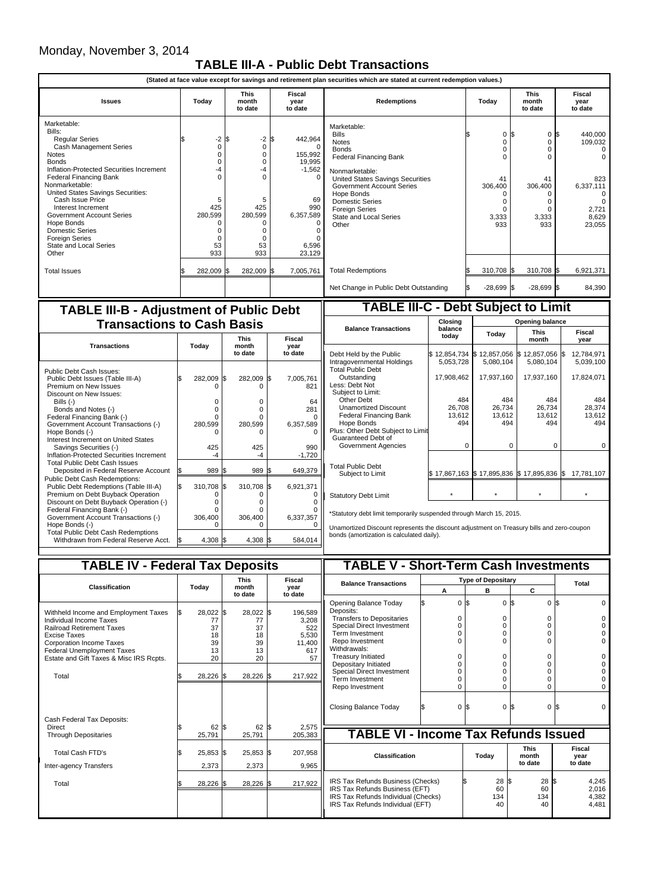Monday, November 3, 2014

# TABLE III-A - Public Debt Transactions

(Stated at face value except for savings and retirement plan securities which are stated at current redemption values.)

| Issues | Today | This month to date | Fiscal year to date |
|---|---|---|---|
| Marketable: | | | |
| Bills: | | | |
| Regular Series | $ -2 | $ -2 | $ 442,964 |
| Cash Management Series | 0 | 0 | 0 |
| Notes | 0 | 0 | 155,992 |
| Bonds | 0 | 0 | 19,995 |
| Inflation-Protected Securities Increment | -4 | -4 | -1,562 |
| Federal Financing Bank | 0 | 0 | 0 |
| Nonmarketable: | | | |
| United States Savings Securities: | | | |
| Cash Issue Price | 5 | 5 | 69 |
| Interest Increment | 425 | 425 | 990 |
| Government Account Series | 280,599 | 280,599 | 6,357,589 |
| Hope Bonds | 0 | 0 | 0 |
| Domestic Series | 0 | 0 | 0 |
| Foreign Series | 0 | 0 | 0 |
| State and Local Series | 53 | 53 | 6,596 |
| Other | 933 | 933 | 23,129 |
| Total Issues | $ 282,009 | $ 282,009 | $ 7,005,761 |

| Redemptions | Today | This month to date | Fiscal year to date |
|---|---|---|---|
| Marketable: | | | |
| Bills | $ 0 | $ 0 | $ 440,000 |
| Notes | 0 | 0 | 109,032 |
| Bonds | 0 | 0 | 0 |
| Federal Financing Bank | 0 | 0 | 0 |
| Nonmarketable: | | | |
| United States Savings Securities | 41 | 41 | 823 |
| Government Account Series | 306,400 | 306,400 | 6,337,111 |
| Hope Bonds | 0 | 0 | 0 |
| Domestic Series | 0 | 0 | 0 |
| Foreign Series | 0 | 0 | 2,721 |
| State and Local Series | 3,333 | 3,333 | 8,629 |
| Other | 933 | 933 | 23,055 |
| Total Redemptions | $ 310,708 | $ 310,708 | $ 6,921,371 |
| Net Change in Public Debt Outstanding | $ -28,699 | $ -28,699 | $ 84,390 |

# TABLE III-B - Adjustment of Public Debt Transactions to Cash Basis

| Transactions | Today | This month to date | Fiscal year to date |
|---|---|---|---|
| Public Debt Cash Issues: | | | |
| Public Debt Issues (Table III-A) | $ 282,009 | $ 282,009 | $ 7,005,761 |
| Premium on New Issues | 0 | 0 | 821 |
| Discount on New Issues: | | | |
| Bills (-) | 0 | 0 | 64 |
| Bonds and Notes (-) | 0 | 0 | 281 |
| Federal Financing Bank (-) | 0 | 0 | 0 |
| Government Account Transactions (-) | 280,599 | 280,599 | 6,357,589 |
| Hope Bonds (-) | 0 | 0 | 0 |
| Interest Increment on United States Savings Securities (-) | 425 | 425 | 990 |
| Inflation-Protected Securities Increment | -4 | -4 | -1,720 |
| Total Public Debt Cash Issues Deposited in Federal Reserve Account | $ 989 | $ 989 | $ 649,379 |
| Public Debt Cash Redemptions: | | | |
| Public Debt Redemptions (Table III-A) | $ 310,708 | $ 310,708 | $ 6,921,371 |
| Premium on Debt Buyback Operation | 0 | 0 | 0 |
| Discount on Debt Buyback Operation (-) | 0 | 0 | 0 |
| Federal Financing Bank (-) | 0 | 0 | 0 |
| Government Account Transactions (-) | 306,400 | 306,400 | 6,337,357 |
| Hope Bonds (-) | 0 | 0 | 0 |
| Total Public Debt Cash Redemptions Withdrawn from Federal Reserve Acct. | $ 4,308 | $ 4,308 | $ 584,014 |

# TABLE III-C - Debt Subject to Limit

| Balance Transactions | Closing balance today | Opening balance Today | Opening balance This month | Opening balance Fiscal year |
|---|---|---|---|---|
| Debt Held by the Public | $ 12,854,734 | $ 12,857,056 | $ 12,857,056 | $ 12,784,971 |
| Intragovernmental Holdings | 5,053,728 | 5,080,104 | 5,080,104 | 5,039,100 |
| Total Public Debt Outstanding | 17,908,462 | 17,937,160 | 17,937,160 | 17,824,071 |
| Less: Debt Not Subject to Limit: | | | | |
| Other Debt | 484 | 484 | 484 | 484 |
| Unamortized Discount | 26,708 | 26,734 | 26,734 | 28,374 |
| Federal Financing Bank | 13,612 | 13,612 | 13,612 | 13,612 |
| Hope Bonds | 494 | 494 | 494 | 494 |
| Plus: Other Debt Subject to Limit | | | | |
| Guaranteed Debt of Government Agencies | 0 | 0 | 0 | 0 |
| Total Public Debt Subject to Limit | $ 17,867,163 | $ 17,895,836 | $ 17,895,836 | $ 17,781,107 |
| Statutory Debt Limit | * | * | * | * |

*Statutory debt limit temporarily suspended through March 15, 2015.

Unamortized Discount represents the discount adjustment on Treasury bills and zero-coupon bonds (amortization is calculated daily).

# TABLE IV - Federal Tax Deposits

| Classification | Today | This month to date | Fiscal year to date |
|---|---|---|---|
| Withheld Income and Employment Taxes | $ 28,022 | $ 28,022 | $ 196,589 |
| Individual Income Taxes | 77 | 77 | 3,208 |
| Railroad Retirement Taxes | 37 | 37 | 522 |
| Excise Taxes | 18 | 18 | 5,530 |
| Corporation Income Taxes | 39 | 39 | 11,400 |
| Federal Unemployment Taxes | 13 | 13 | 617 |
| Estate and Gift Taxes & Misc IRS Rcpts. | 20 | 20 | 57 |
| Total | $ 28,226 | $ 28,226 | $ 217,922 |
| Cash Federal Tax Deposits: | | | |
| Direct | $ 62 | $ 62 | $ 2,575 |
| Through Depositaries | 25,791 | 25,791 | 205,383 |
| Total Cash FTD's | $ 25,853 | $ 25,853 | $ 207,958 |
| Inter-agency Transfers | 2,373 | 2,373 | 9,965 |
| Total | $ 28,226 | $ 28,226 | $ 217,922 |

# TABLE V - Short-Term Cash Investments

| Balance Transactions | Type of Depositary A | Type of Depositary B | Type of Depositary C | Total |
|---|---|---|---|---|
| Opening Balance Today | $ 0 | $ 0 | $ 0 | $ 0 |
| Deposits: | | | | |
| Transfers to Depositaries | 0 | 0 | 0 | 0 |
| Special Direct Investment | 0 | 0 | 0 | 0 |
| Term Investment | 0 | 0 | 0 | 0 |
| Repo Investment | 0 | 0 | 0 | 0 |
| Withdrawals: | | | | |
| Treasury Initiated | 0 | 0 | 0 | 0 |
| Depositary Initiated | 0 | 0 | 0 | 0 |
| Special Direct Investment | 0 | 0 | 0 | 0 |
| Term Investment | 0 | 0 | 0 | 0 |
| Repo Investment | 0 | 0 | 0 | 0 |
| Closing Balance Today | $ 0 | $ 0 | $ 0 | $ 0 |

# TABLE VI - Income Tax Refunds Issued

| Classification | Today | This month to date | Fiscal year to date |
|---|---|---|---|
| IRS Tax Refunds Business (Checks) | $ 28 | $ 28 | $ 4,245 |
| IRS Tax Refunds Business (EFT) | 60 | 60 | 2,016 |
| IRS Tax Refunds Individual (Checks) | 134 | 134 | 4,382 |
| IRS Tax Refunds Individual (EFT) | 40 | 40 | 4,481 |